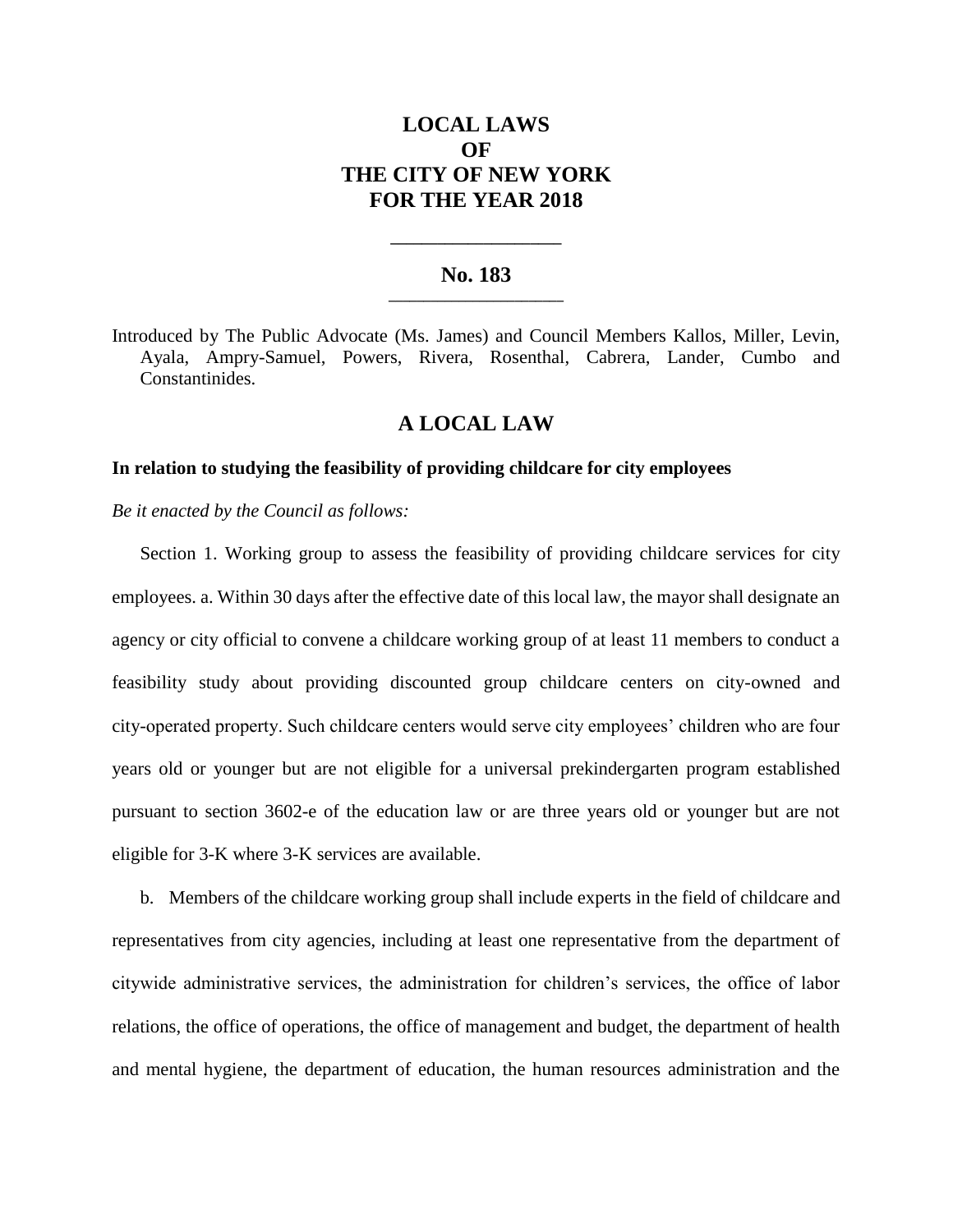# LOCAL LAWS OF THE CITY OF NEW YORK FOR THE YEAR 2018

## No. 183

Introduced by The Public Advocate (Ms. James) and Council Members Kallos, Miller, Levin, Ayala, Ampry-Samuel, Powers, Rivera, Rosenthal, Cabrera, Lander, Cumbo and Constantinides.

## A LOCAL LAW

**In relation to studying the feasibility of providing childcare for city employees**

*Be it enacted by the Council as follows:*

Section 1. Working group to assess the feasibility of providing childcare services for city employees. a. Within 30 days after the effective date of this local law, the mayor shall designate an agency or city official to convene a childcare working group of at least 11 members to conduct a feasibility study about providing discounted group childcare centers on city-owned and city-operated property. Such childcare centers would serve city employees' children who are four years old or younger but are not eligible for a universal prekindergarten program established pursuant to section 3602-e of the education law or are three years old or younger but are not eligible for 3-K where 3-K services are available.

b. Members of the childcare working group shall include experts in the field of childcare and representatives from city agencies, including at least one representative from the department of citywide administrative services, the administration for children's services, the office of labor relations, the office of operations, the office of management and budget, the department of health and mental hygiene, the department of education, the human resources administration and the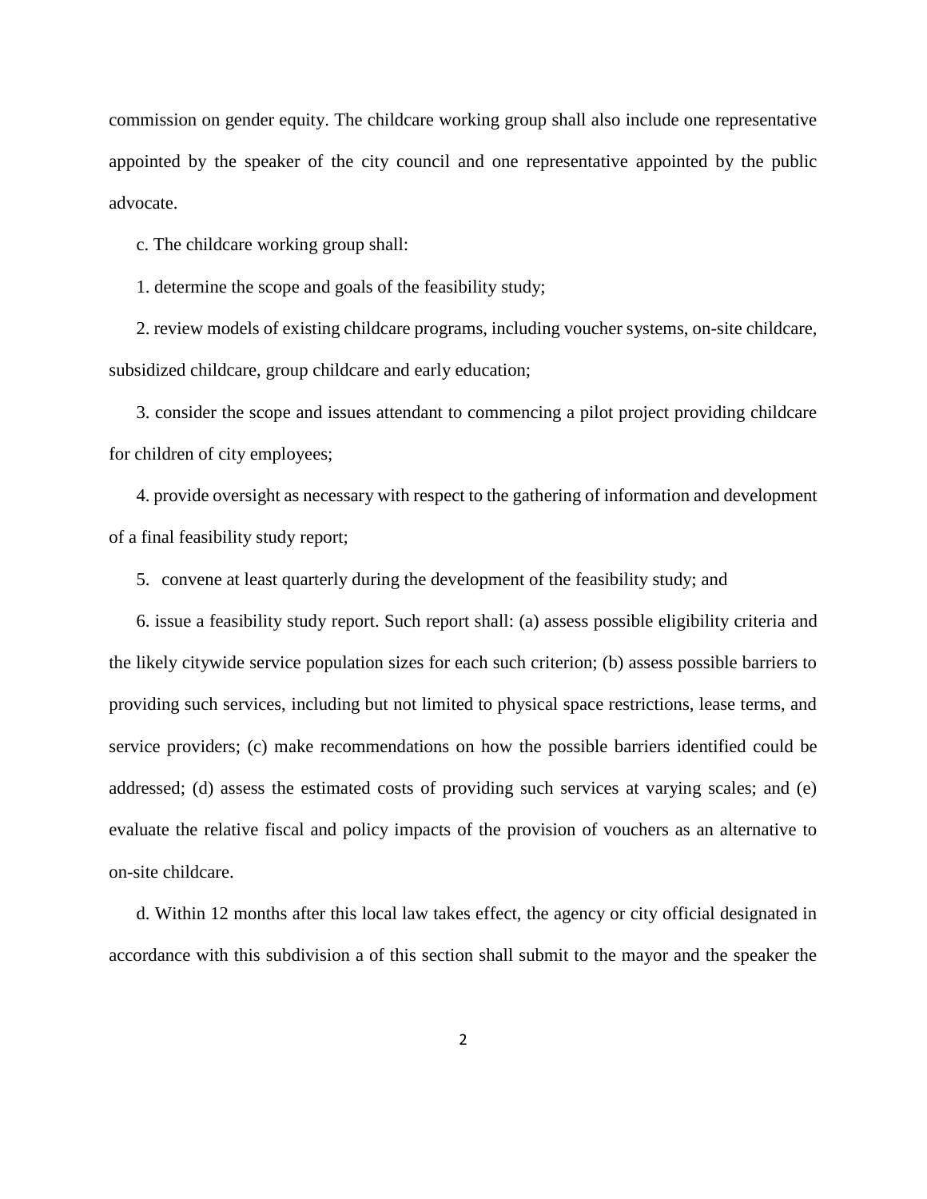commission on gender equity. The childcare working group shall also include one representative appointed by the speaker of the city council and one representative appointed by the public advocate.

c. The childcare working group shall:

1. determine the scope and goals of the feasibility study;

2. review models of existing childcare programs, including voucher systems, on-site childcare, subsidized childcare, group childcare and early education;

3. consider the scope and issues attendant to commencing a pilot project providing childcare for children of city employees;

4. provide oversight as necessary with respect to the gathering of information and development of a final feasibility study report;

5. convene at least quarterly during the development of the feasibility study; and

6. issue a feasibility study report. Such report shall: (a) assess possible eligibility criteria and the likely citywide service population sizes for each such criterion; (b) assess possible barriers to providing such services, including but not limited to physical space restrictions, lease terms, and service providers; (c) make recommendations on how the possible barriers identified could be addressed; (d) assess the estimated costs of providing such services at varying scales; and (e) evaluate the relative fiscal and policy impacts of the provision of vouchers as an alternative to on-site childcare.

d. Within 12 months after this local law takes effect, the agency or city official designated in accordance with this subdivision a of this section shall submit to the mayor and the speaker the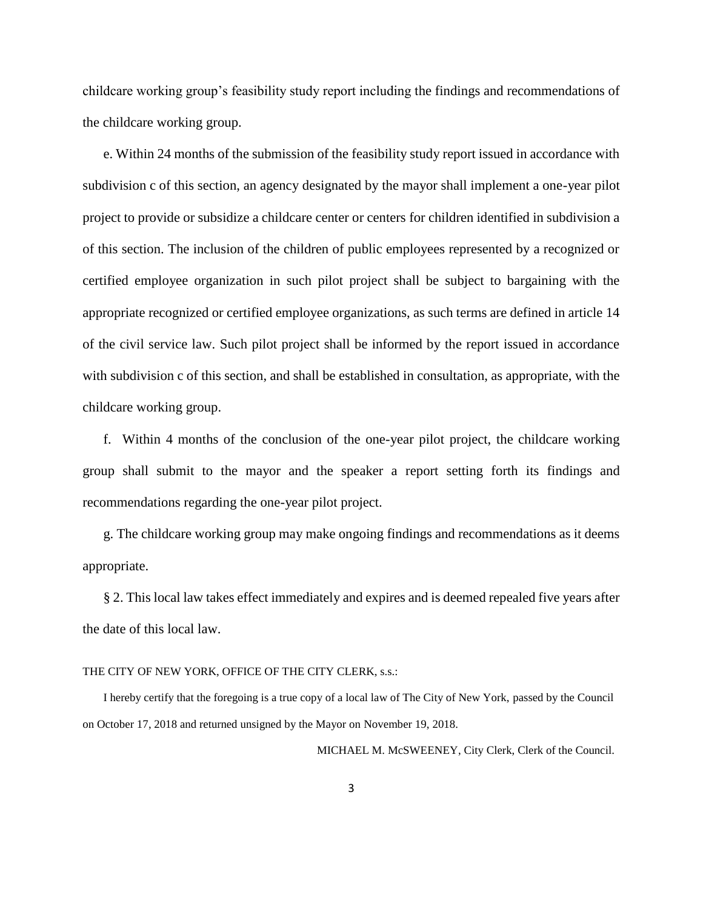childcare working group's feasibility study report including the findings and recommendations of the childcare working group.

e. Within 24 months of the submission of the feasibility study report issued in accordance with subdivision c of this section, an agency designated by the mayor shall implement a one-year pilot project to provide or subsidize a childcare center or centers for children identified in subdivision a of this section. The inclusion of the children of public employees represented by a recognized or certified employee organization in such pilot project shall be subject to bargaining with the appropriate recognized or certified employee organizations, as such terms are defined in article 14 of the civil service law. Such pilot project shall be informed by the report issued in accordance with subdivision c of this section, and shall be established in consultation, as appropriate, with the childcare working group.

f. Within 4 months of the conclusion of the one-year pilot project, the childcare working group shall submit to the mayor and the speaker a report setting forth its findings and recommendations regarding the one-year pilot project.

g. The childcare working group may make ongoing findings and recommendations as it deems appropriate.

§ 2. This local law takes effect immediately and expires and is deemed repealed five years after the date of this local law.

THE CITY OF NEW YORK, OFFICE OF THE CITY CLERK, s.s.:

I hereby certify that the foregoing is a true copy of a local law of The City of New York, passed by the Council on October 17, 2018 and returned unsigned by the Mayor on November 19, 2018.

MICHAEL M. McSWEENEY, City Clerk, Clerk of the Council.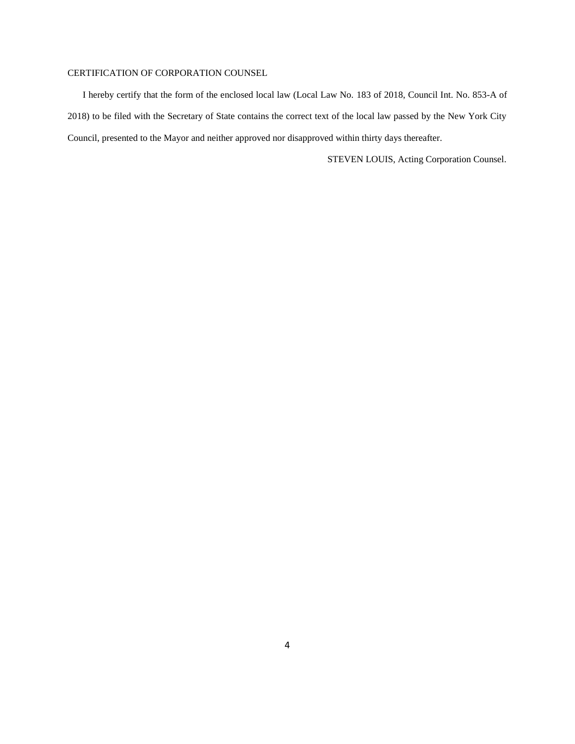CERTIFICATION OF CORPORATION COUNSEL

I hereby certify that the form of the enclosed local law (Local Law No. 183 of 2018, Council Int. No. 853-A of 2018) to be filed with the Secretary of State contains the correct text of the local law passed by the New York City Council, presented to the Mayor and neither approved nor disapproved within thirty days thereafter.

STEVEN LOUIS, Acting Corporation Counsel.